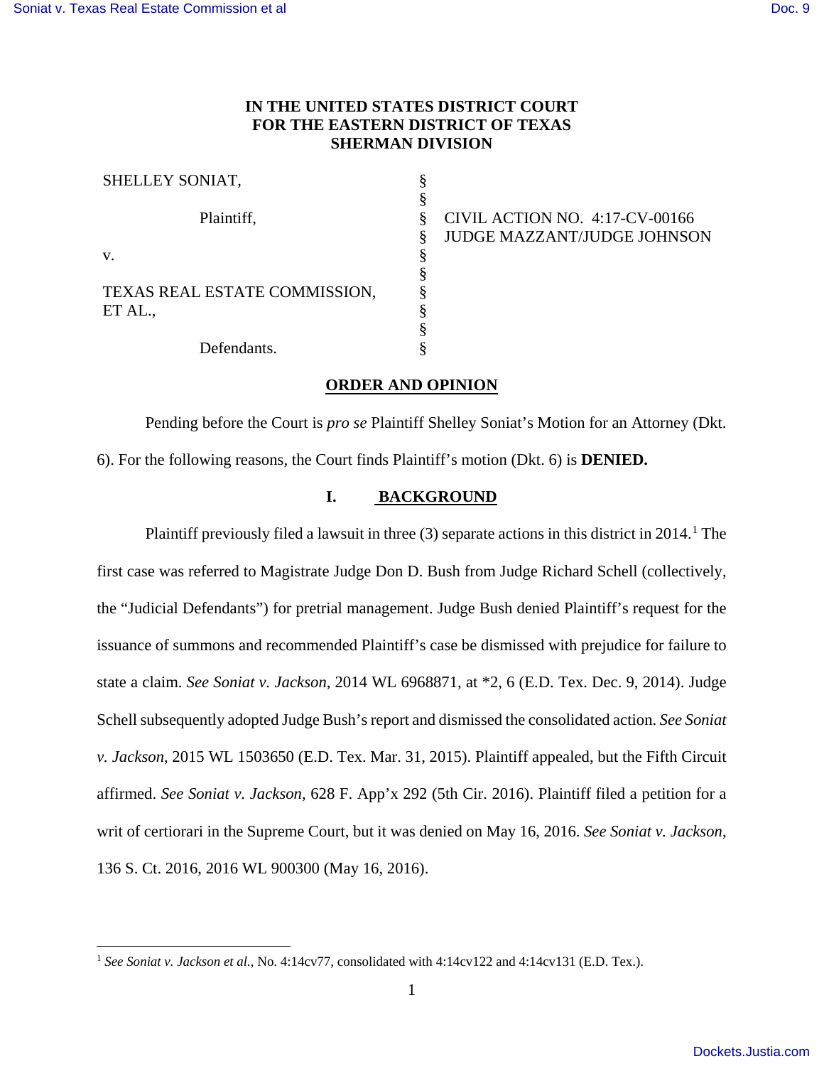**IN THE UNITED STATES DISTRICT COURT**
**FOR THE EASTERN DISTRICT OF TEXAS**
**SHERMAN DIVISION**

| | | |
|---|---|---|
| SHELLEY SONIAT, | § | |
| | § | |
| Plaintiff, | § | CIVIL ACTION NO. 4:17-CV-00166 |
| | § | JUDGE MAZZANT/JUDGE JOHNSON |
| v. | § | |
| | § | |
| TEXAS REAL ESTATE COMMISSION, ET AL., | § | |
| | § | |
| | § | |
| Defendants. | § | |

## ORDER AND OPINION

Pending before the Court is *pro se* Plaintiff Shelley Soniat's Motion for an Attorney (Dkt. 6). For the following reasons, the Court finds Plaintiff's motion (Dkt. 6) is **DENIED.**

### I. BACKGROUND

Plaintiff previously filed a lawsuit in three (3) separate actions in this district in 2014.[1] The first case was referred to Magistrate Judge Don D. Bush from Judge Richard Schell (collectively, the "Judicial Defendants") for pretrial management. Judge Bush denied Plaintiff's request for the issuance of summons and recommended Plaintiff's case be dismissed with prejudice for failure to state a claim. *See Soniat v. Jackson*, 2014 WL 6968871, at *2, 6 (E.D. Tex. Dec. 9, 2014). Judge Schell subsequently adopted Judge Bush's report and dismissed the consolidated action. *See Soniat v. Jackson*, 2015 WL 1503650 (E.D. Tex. Mar. 31, 2015). Plaintiff appealed, but the Fifth Circuit affirmed. *See Soniat v. Jackson*, 628 F. App'x 292 (5th Cir. 2016). Plaintiff filed a petition for a writ of certiorari in the Supreme Court, but it was denied on May 16, 2016. *See Soniat v. Jackson*, 136 S. Ct. 2016, 2016 WL 900300 (May 16, 2016).

---

[1] *See Soniat v. Jackson et al.*, No. 4:14cv77, consolidated with 4:14cv122 and 4:14cv131 (E.D. Tex.).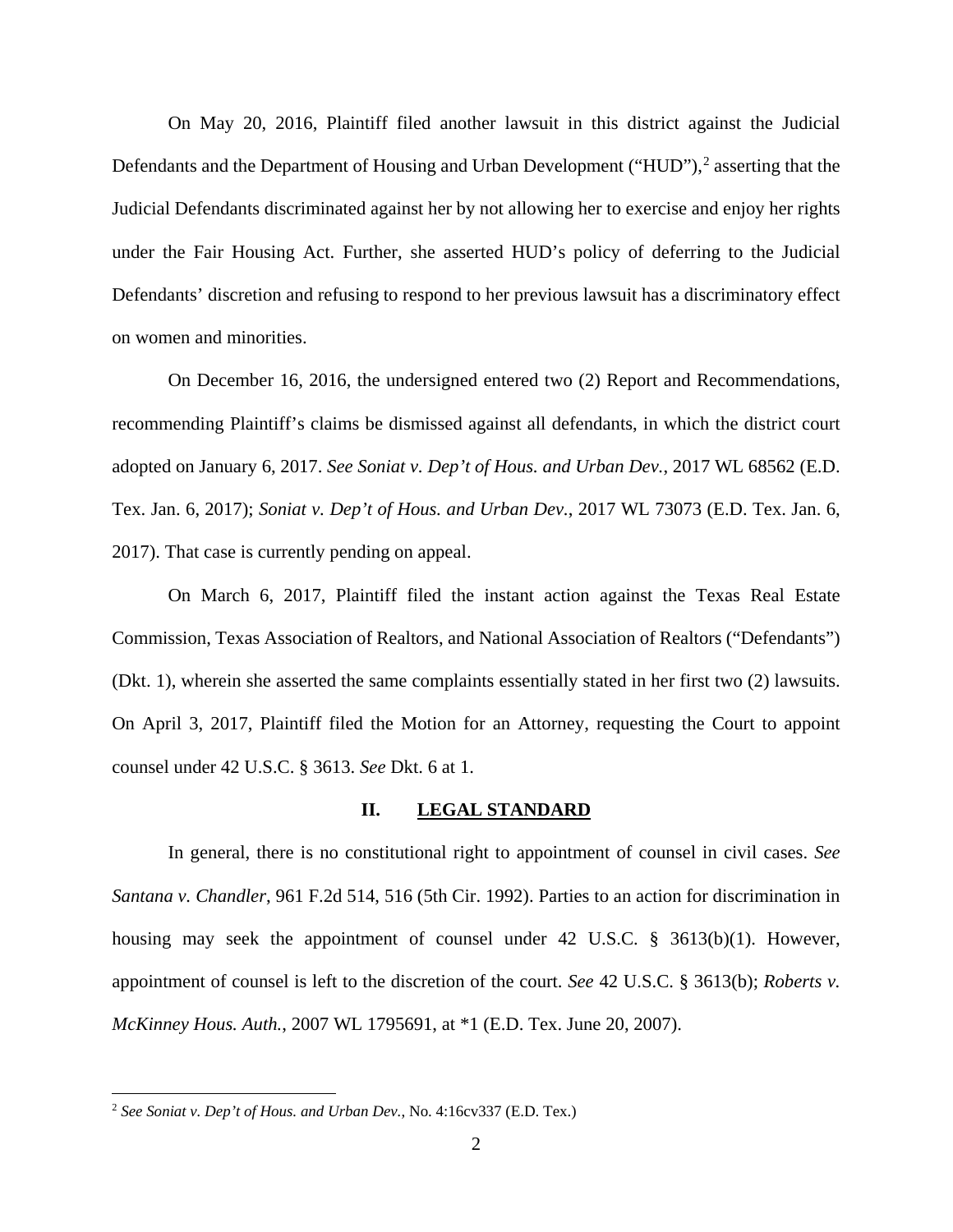On May 20, 2016, Plaintiff filed another lawsuit in this district against the Judicial Defendants and the Department of Housing and Urban Development ("HUD"),[2] asserting that the Judicial Defendants discriminated against her by not allowing her to exercise and enjoy her rights under the Fair Housing Act. Further, she asserted HUD's policy of deferring to the Judicial Defendants' discretion and refusing to respond to her previous lawsuit has a discriminatory effect on women and minorities.

On December 16, 2016, the undersigned entered two (2) Report and Recommendations, recommending Plaintiff's claims be dismissed against all defendants, in which the district court adopted on January 6, 2017. *See Soniat v. Dep't of Hous. and Urban Dev.*, 2017 WL 68562 (E.D. Tex. Jan. 6, 2017); *Soniat v. Dep't of Hous. and Urban Dev.*, 2017 WL 73073 (E.D. Tex. Jan. 6, 2017). That case is currently pending on appeal.

On March 6, 2017, Plaintiff filed the instant action against the Texas Real Estate Commission, Texas Association of Realtors, and National Association of Realtors ("Defendants") (Dkt. 1), wherein she asserted the same complaints essentially stated in her first two (2) lawsuits. On April 3, 2017, Plaintiff filed the Motion for an Attorney, requesting the Court to appoint counsel under 42 U.S.C. § 3613. *See* Dkt. 6 at 1.

## II. LEGAL STANDARD

In general, there is no constitutional right to appointment of counsel in civil cases. *See Santana v. Chandler*, 961 F.2d 514, 516 (5th Cir. 1992). Parties to an action for discrimination in housing may seek the appointment of counsel under 42 U.S.C. § 3613(b)(1). However, appointment of counsel is left to the discretion of the court. *See* 42 U.S.C. § 3613(b); *Roberts v. McKinney Hous. Auth.*, 2007 WL 1795691, at *1 (E.D. Tex. June 20, 2007).

---

[2] *See Soniat v. Dep't of Hous. and Urban Dev.*, No. 4:16cv337 (E.D. Tex.)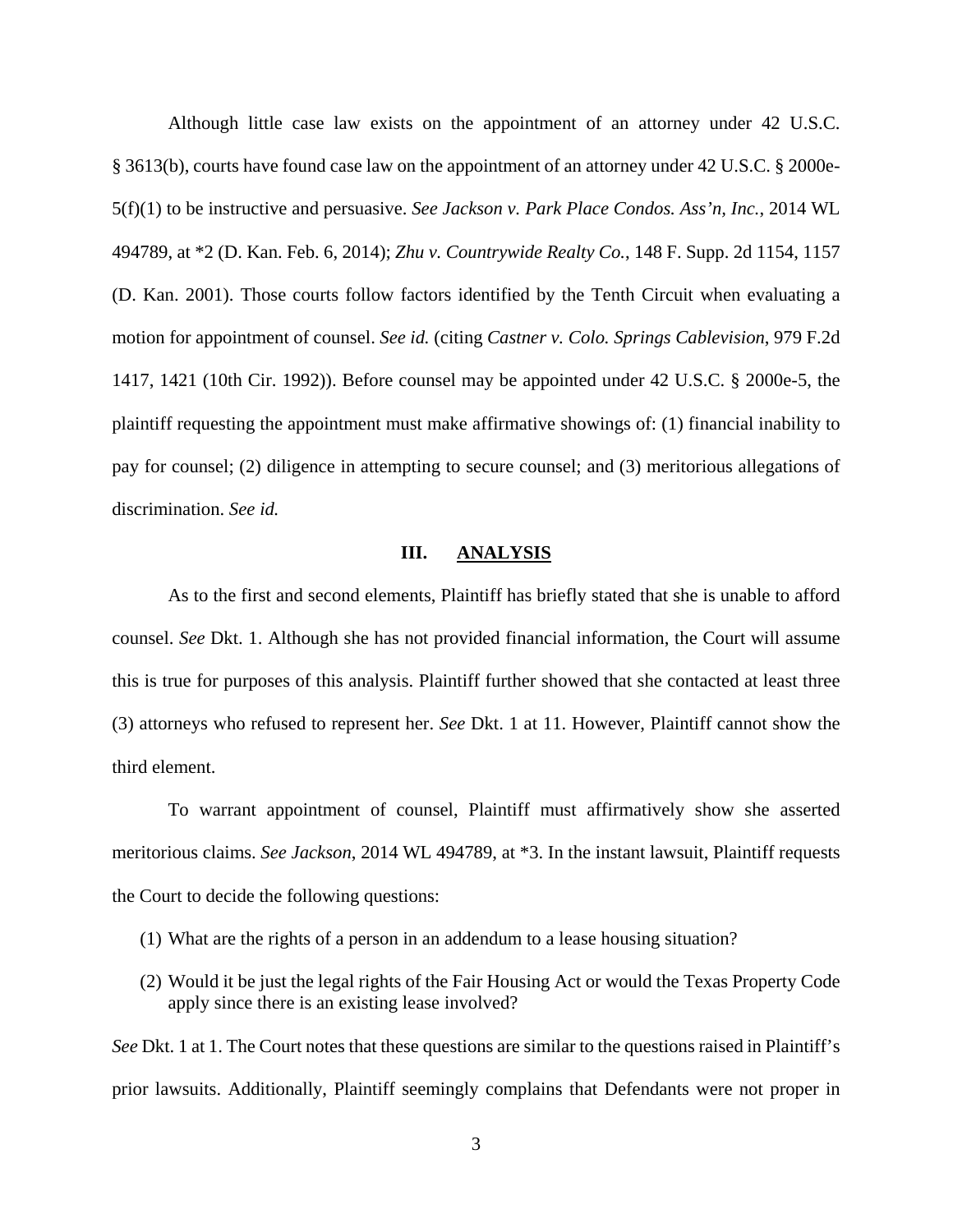Although little case law exists on the appointment of an attorney under 42 U.S.C. § 3613(b), courts have found case law on the appointment of an attorney under 42 U.S.C. § 2000e-5(f)(1) to be instructive and persuasive. *See Jackson v. Park Place Condos. Ass'n, Inc.*, 2014 WL 494789, at *2 (D. Kan. Feb. 6, 2014); *Zhu v. Countrywide Realty Co.*, 148 F. Supp. 2d 1154, 1157 (D. Kan. 2001). Those courts follow factors identified by the Tenth Circuit when evaluating a motion for appointment of counsel. *See id.* (citing *Castner v. Colo. Springs Cablevision*, 979 F.2d 1417, 1421 (10th Cir. 1992)). Before counsel may be appointed under 42 U.S.C. § 2000e-5, the plaintiff requesting the appointment must make affirmative showings of: (1) financial inability to pay for counsel; (2) diligence in attempting to secure counsel; and (3) meritorious allegations of discrimination. *See id.*

## III. <u>ANALYSIS</u>

As to the first and second elements, Plaintiff has briefly stated that she is unable to afford counsel. *See* Dkt. 1. Although she has not provided financial information, the Court will assume this is true for purposes of this analysis. Plaintiff further showed that she contacted at least three (3) attorneys who refused to represent her. *See* Dkt. 1 at 11. However, Plaintiff cannot show the third element.

To warrant appointment of counsel, Plaintiff must affirmatively show she asserted meritorious claims. *See Jackson*, 2014 WL 494789, at *3. In the instant lawsuit, Plaintiff requests the Court to decide the following questions:

(1) What are the rights of a person in an addendum to a lease housing situation?

(2) Would it be just the legal rights of the Fair Housing Act or would the Texas Property Code apply since there is an existing lease involved?

*See* Dkt. 1 at 1. The Court notes that these questions are similar to the questions raised in Plaintiff's prior lawsuits. Additionally, Plaintiff seemingly complains that Defendants were not proper in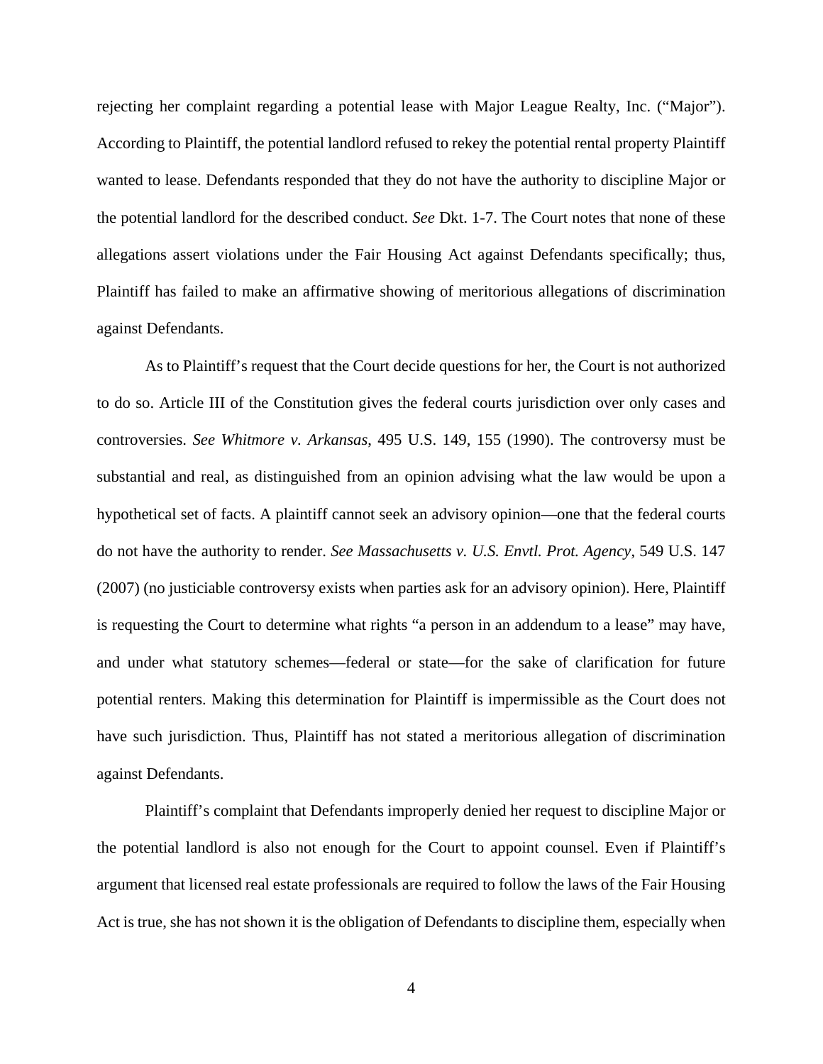rejecting her complaint regarding a potential lease with Major League Realty, Inc. ("Major"). According to Plaintiff, the potential landlord refused to rekey the potential rental property Plaintiff wanted to lease. Defendants responded that they do not have the authority to discipline Major or the potential landlord for the described conduct. *See* Dkt. 1-7. The Court notes that none of these allegations assert violations under the Fair Housing Act against Defendants specifically; thus, Plaintiff has failed to make an affirmative showing of meritorious allegations of discrimination against Defendants.

As to Plaintiff's request that the Court decide questions for her, the Court is not authorized to do so. Article III of the Constitution gives the federal courts jurisdiction over only cases and controversies. *See Whitmore v. Arkansas*, 495 U.S. 149, 155 (1990). The controversy must be substantial and real, as distinguished from an opinion advising what the law would be upon a hypothetical set of facts. A plaintiff cannot seek an advisory opinion—one that the federal courts do not have the authority to render. *See Massachusetts v. U.S. Envtl. Prot. Agency*, 549 U.S. 147 (2007) (no justiciable controversy exists when parties ask for an advisory opinion). Here, Plaintiff is requesting the Court to determine what rights "a person in an addendum to a lease" may have, and under what statutory schemes—federal or state—for the sake of clarification for future potential renters. Making this determination for Plaintiff is impermissible as the Court does not have such jurisdiction. Thus, Plaintiff has not stated a meritorious allegation of discrimination against Defendants.

Plaintiff's complaint that Defendants improperly denied her request to discipline Major or the potential landlord is also not enough for the Court to appoint counsel. Even if Plaintiff's argument that licensed real estate professionals are required to follow the laws of the Fair Housing Act is true, she has not shown it is the obligation of Defendants to discipline them, especially when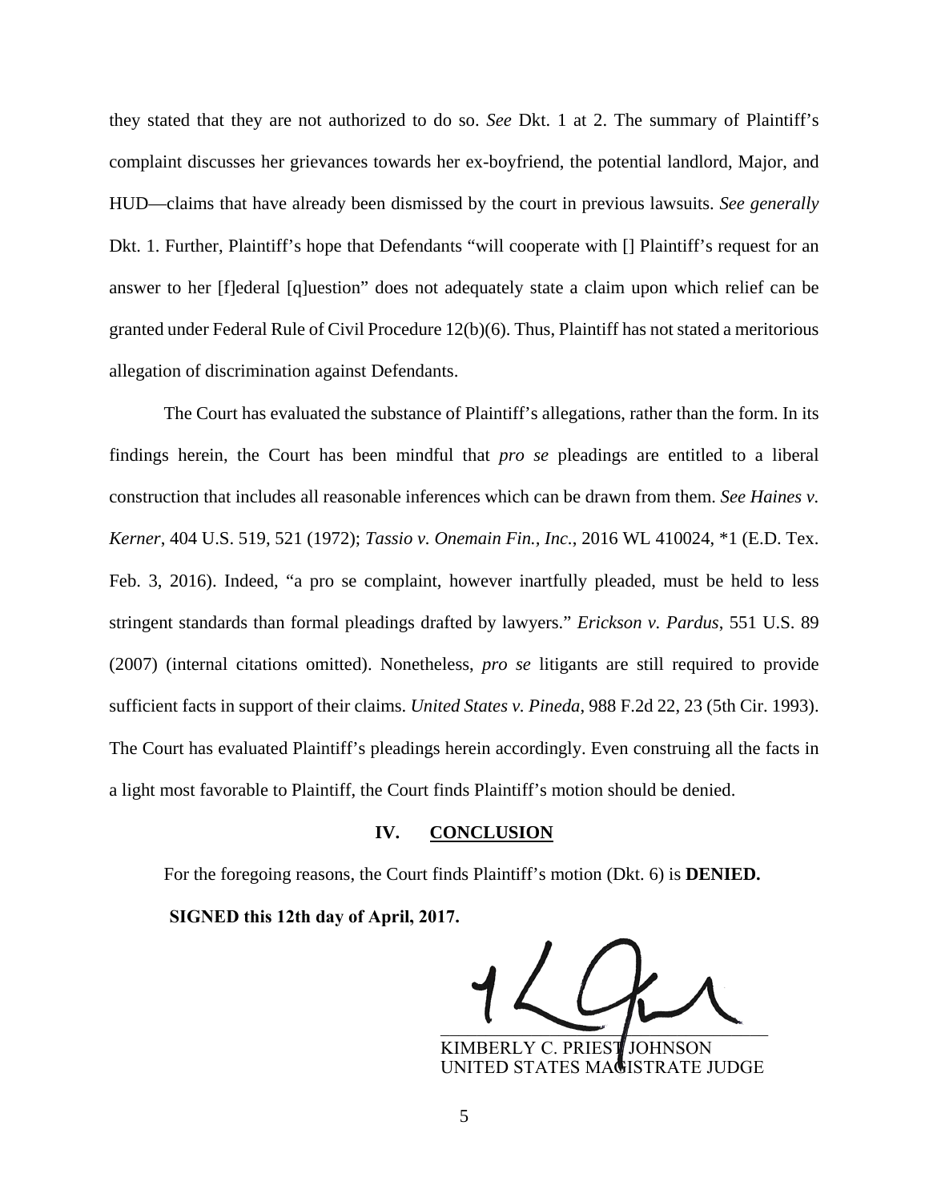they stated that they are not authorized to do so. *See* Dkt. 1 at 2. The summary of Plaintiff's complaint discusses her grievances towards her ex-boyfriend, the potential landlord, Major, and HUD—claims that have already been dismissed by the court in previous lawsuits. *See generally* Dkt. 1. Further, Plaintiff's hope that Defendants "will cooperate with [] Plaintiff's request for an answer to her [f]ederal [q]uestion" does not adequately state a claim upon which relief can be granted under Federal Rule of Civil Procedure 12(b)(6). Thus, Plaintiff has not stated a meritorious allegation of discrimination against Defendants.

The Court has evaluated the substance of Plaintiff's allegations, rather than the form. In its findings herein, the Court has been mindful that *pro se* pleadings are entitled to a liberal construction that includes all reasonable inferences which can be drawn from them. *See Haines v. Kerner*, 404 U.S. 519, 521 (1972); *Tassio v. Onemain Fin., Inc.*, 2016 WL 410024, *1 (E.D. Tex. Feb. 3, 2016). Indeed, "a pro se complaint, however inartfully pleaded, must be held to less stringent standards than formal pleadings drafted by lawyers." *Erickson v. Pardus*, 551 U.S. 89 (2007) (internal citations omitted). Nonetheless, *pro se* litigants are still required to provide sufficient facts in support of their claims. *United States v. Pineda*, 988 F.2d 22, 23 (5th Cir. 1993). The Court has evaluated Plaintiff's pleadings herein accordingly. Even construing all the facts in a light most favorable to Plaintiff, the Court finds Plaintiff's motion should be denied.

## IV. CONCLUSION

For the foregoing reasons, the Court finds Plaintiff's motion (Dkt. 6) is **DENIED.**

**SIGNED this 12th day of April, 2017.**

KIMBERLY C. PRIEST JOHNSON
UNITED STATES MAGISTRATE JUDGE